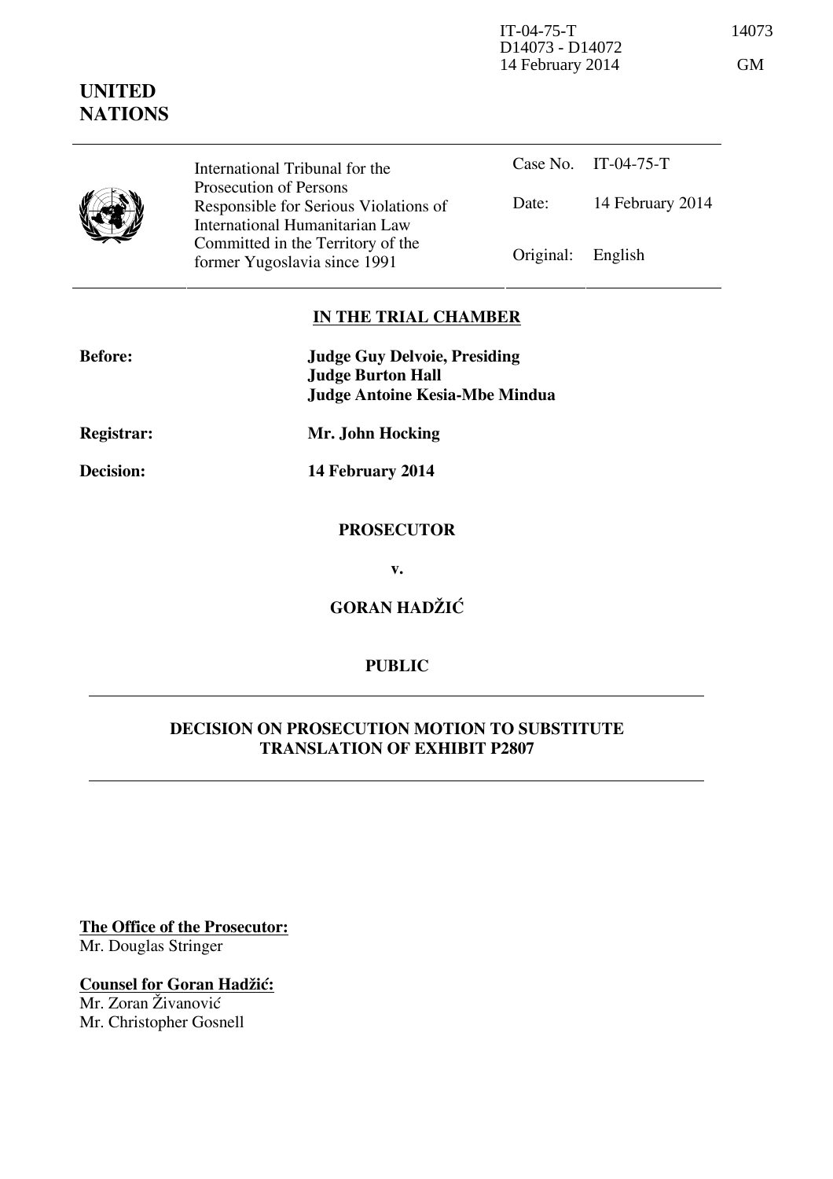IT-04-75-T
D14073 - D14072
14 February 2014

**UNITED NATIONS**

| International Tribunal for the Prosecution of Persons Responsible for Serious Violations of International Humanitarian Law Committed in the Territory of the former Yugoslavia since 1991 | Case No. | IT-04-75-T |
|---|---|---|
| | Date: | 14 February 2014 |
| | Original: | English |

**IN THE TRIAL CHAMBER**

**Before:** **Judge Guy Delvoie, Presiding**
**Judge Burton Hall**
**Judge Antoine Kesia-Mbe Mindua**

**Registrar:** **Mr. John Hocking**

**Decision:** **14 February 2014**

**PROSECUTOR**

**v.**

**GORAN HADŽIĆ**

**PUBLIC**

**DECISION ON PROSECUTION MOTION TO SUBSTITUTE TRANSLATION OF EXHIBIT P2807**

**The Office of the Prosecutor:**
Mr. Douglas Stringer

**Counsel for Goran Hadžić:**
Mr. Zoran Živanović
Mr. Christopher Gosnell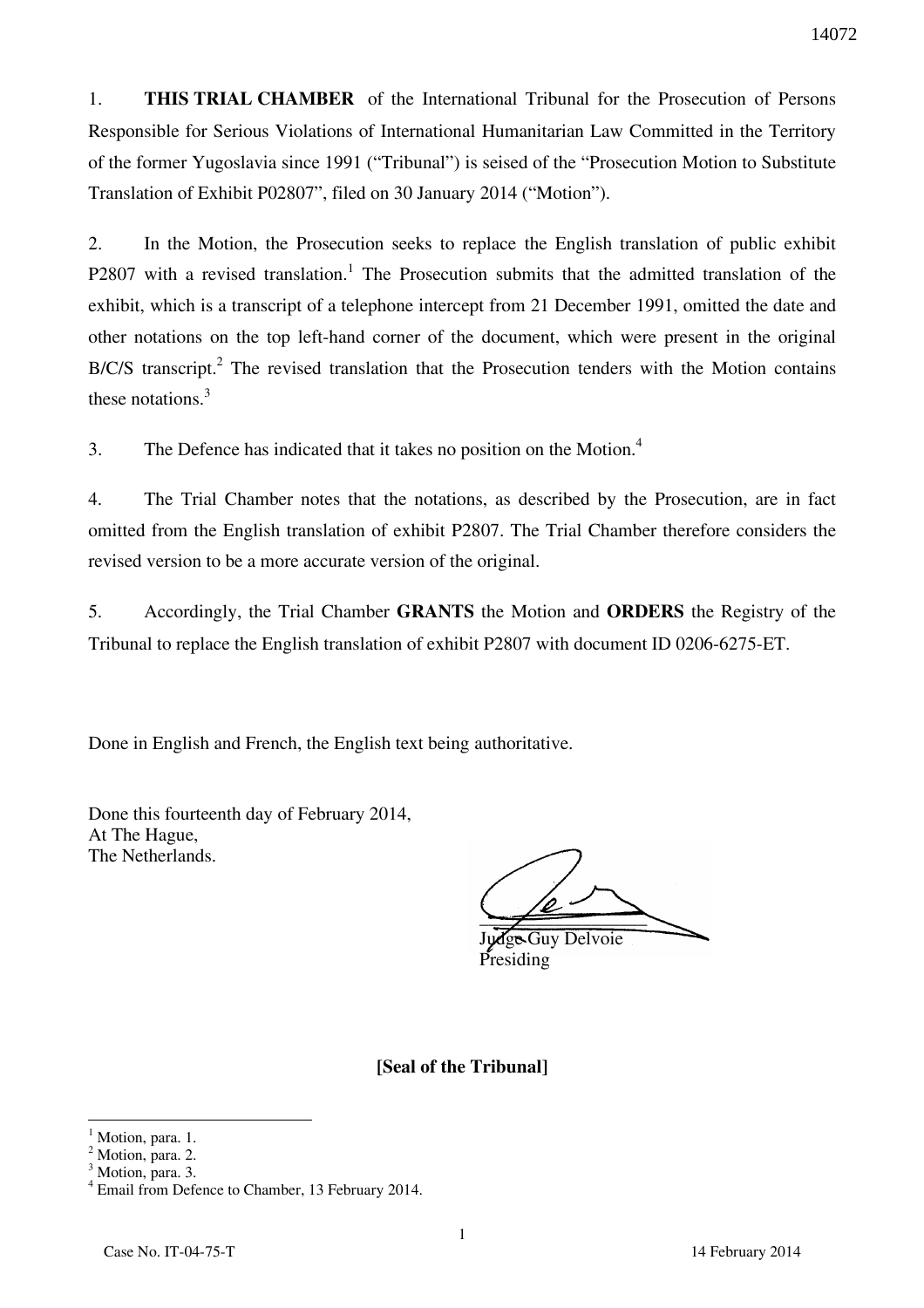1. **THIS TRIAL CHAMBER** of the International Tribunal for the Prosecution of Persons Responsible for Serious Violations of International Humanitarian Law Committed in the Territory of the former Yugoslavia since 1991 ("Tribunal") is seised of the "Prosecution Motion to Substitute Translation of Exhibit P02807", filed on 30 January 2014 ("Motion").

2. In the Motion, the Prosecution seeks to replace the English translation of public exhibit P2807 with a revised translation.[1] The Prosecution submits that the admitted translation of the exhibit, which is a transcript of a telephone intercept from 21 December 1991, omitted the date and other notations on the top left-hand corner of the document, which were present in the original B/C/S transcript.[2] The revised translation that the Prosecution tenders with the Motion contains these notations.[3]

3. The Defence has indicated that it takes no position on the Motion.[4]

4. The Trial Chamber notes that the notations, as described by the Prosecution, are in fact omitted from the English translation of exhibit P2807. The Trial Chamber therefore considers the revised version to be a more accurate version of the original.

5. Accordingly, the Trial Chamber **GRANTS** the Motion and **ORDERS** the Registry of the Tribunal to replace the English translation of exhibit P2807 with document ID 0206-6275-ET.

Done in English and French, the English text being authoritative.

Done this fourteenth day of February 2014,
At The Hague,
The Netherlands.

Judge Guy Delvoie
Presiding

**[Seal of the Tribunal]**

---

[1] Motion, para. 1.
[2] Motion, para. 2.
[3] Motion, para. 3.
[4] Email from Defence to Chamber, 13 February 2014.